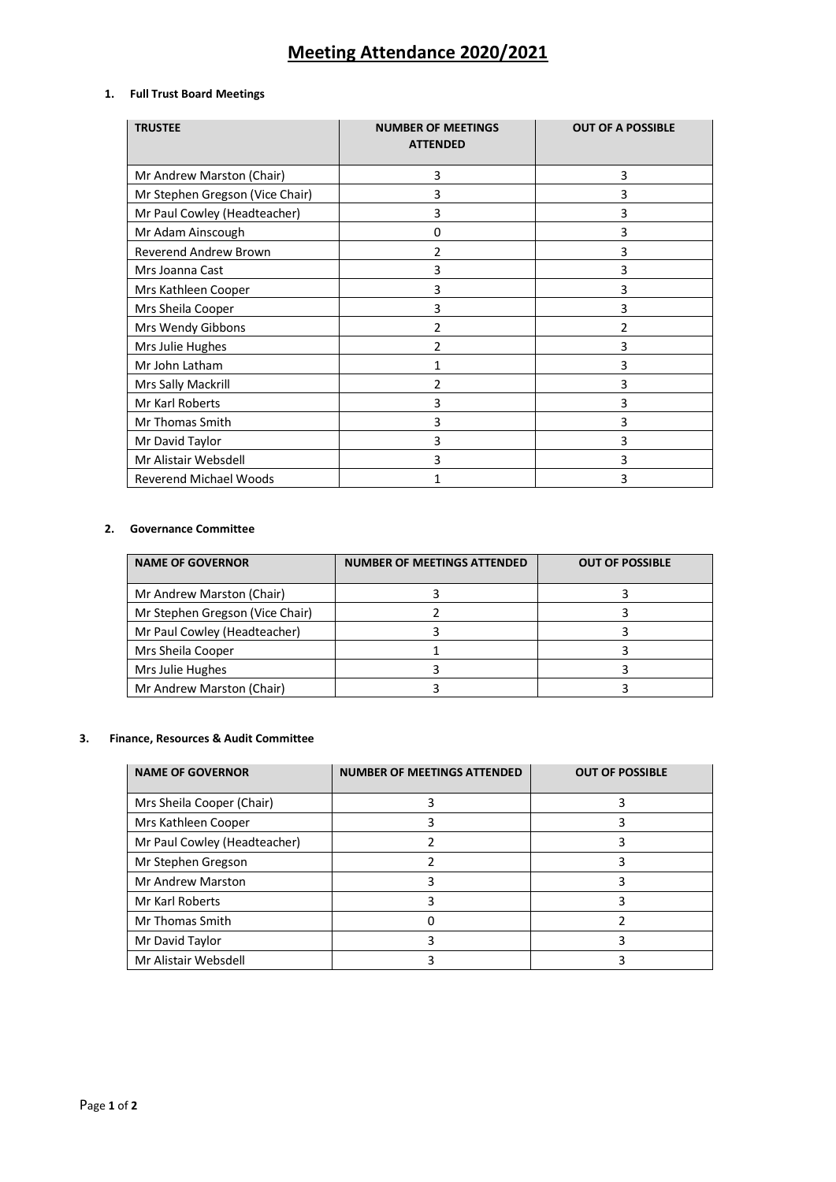# Meeting Attendance 2020/2021

## 1. Full Trust Board Meetings

| TRUSTEE | NUMBER OF MEETINGS ATTENDED | OUT OF A POSSIBLE |
|---|---|---|
| Mr Andrew Marston (Chair) | 3 | 3 |
| Mr Stephen Gregson (Vice Chair) | 3 | 3 |
| Mr Paul Cowley (Headteacher) | 3 | 3 |
| Mr Adam Ainscough | 0 | 3 |
| Reverend Andrew Brown | 2 | 3 |
| Mrs Joanna Cast | 3 | 3 |
| Mrs Kathleen Cooper | 3 | 3 |
| Mrs Sheila Cooper | 3 | 3 |
| Mrs Wendy Gibbons | 2 | 2 |
| Mrs Julie Hughes | 2 | 3 |
| Mr John Latham | 1 | 3 |
| Mrs Sally Mackrill | 2 | 3 |
| Mr Karl Roberts | 3 | 3 |
| Mr Thomas Smith | 3 | 3 |
| Mr David Taylor | 3 | 3 |
| Mr Alistair Websdell | 3 | 3 |
| Reverend Michael Woods | 1 | 3 |

## 2. Governance Committee

| NAME OF GOVERNOR | NUMBER OF MEETINGS ATTENDED | OUT OF POSSIBLE |
|---|---|---|
| Mr Andrew Marston (Chair) | 3 | 3 |
| Mr Stephen Gregson (Vice Chair) | 2 | 3 |
| Mr Paul Cowley (Headteacher) | 3 | 3 |
| Mrs Sheila Cooper | 1 | 3 |
| Mrs Julie Hughes | 3 | 3 |
| Mr Andrew Marston (Chair) | 3 | 3 |

## 3. Finance, Resources & Audit Committee

| NAME OF GOVERNOR | NUMBER OF MEETINGS ATTENDED | OUT OF POSSIBLE |
|---|---|---|
| Mrs Sheila Cooper (Chair) | 3 | 3 |
| Mrs Kathleen Cooper | 3 | 3 |
| Mr Paul Cowley (Headteacher) | 2 | 3 |
| Mr Stephen Gregson | 2 | 3 |
| Mr Andrew Marston | 3 | 3 |
| Mr Karl Roberts | 3 | 3 |
| Mr Thomas Smith | 0 | 2 |
| Mr David Taylor | 3 | 3 |
| Mr Alistair Websdell | 3 | 3 |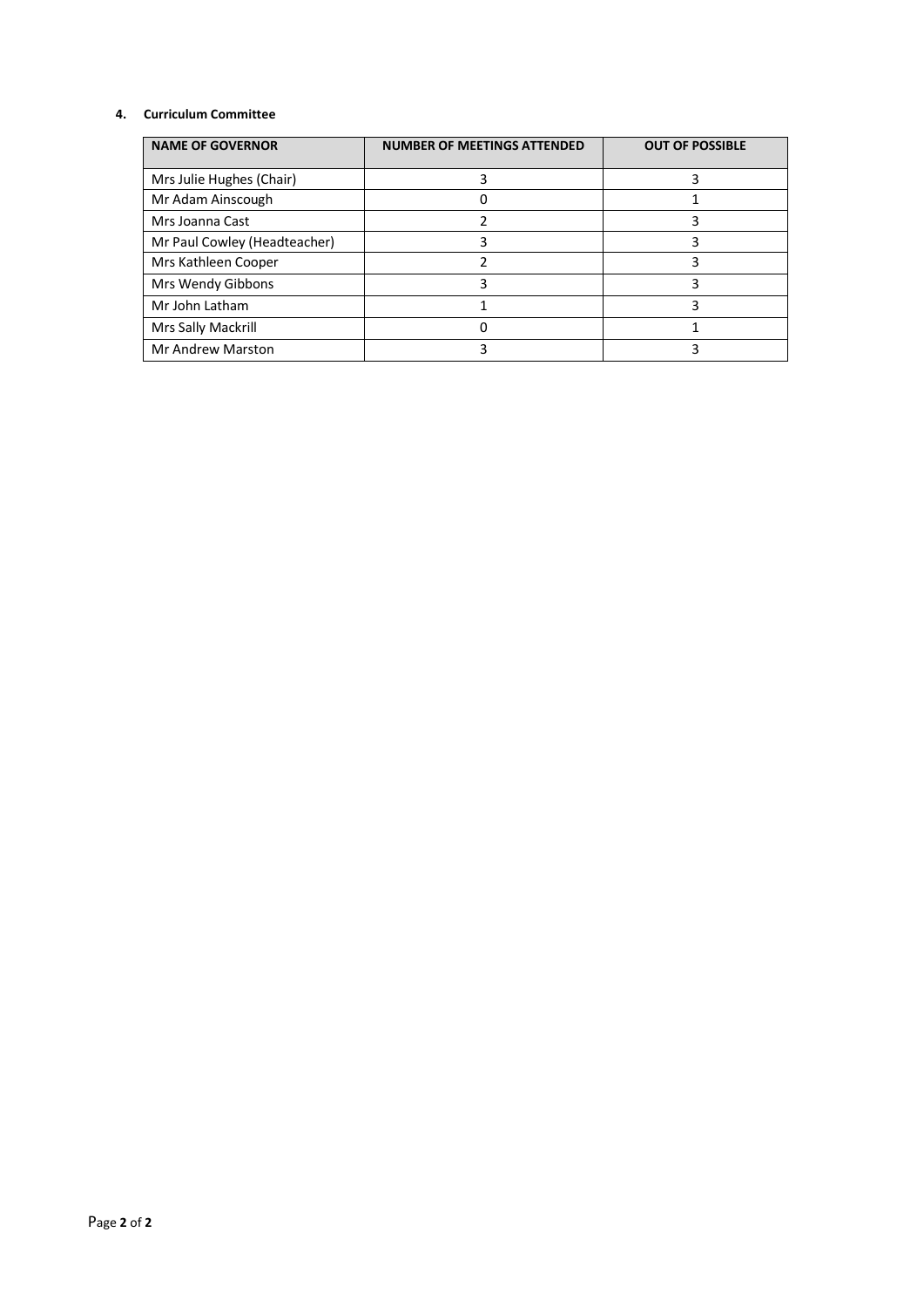#### 4. Curriculum Committee

| NAME OF GOVERNOR | NUMBER OF MEETINGS ATTENDED | OUT OF POSSIBLE |
|---|---|---|
| Mrs Julie Hughes (Chair) | 3 | 3 |
| Mr Adam Ainscough | 0 | 1 |
| Mrs Joanna Cast | 2 | 3 |
| Mr Paul Cowley (Headteacher) | 3 | 3 |
| Mrs Kathleen Cooper | 2 | 3 |
| Mrs Wendy Gibbons | 3 | 3 |
| Mr John Latham | 1 | 3 |
| Mrs Sally Mackrill | 0 | 1 |
| Mr Andrew Marston | 3 | 3 |